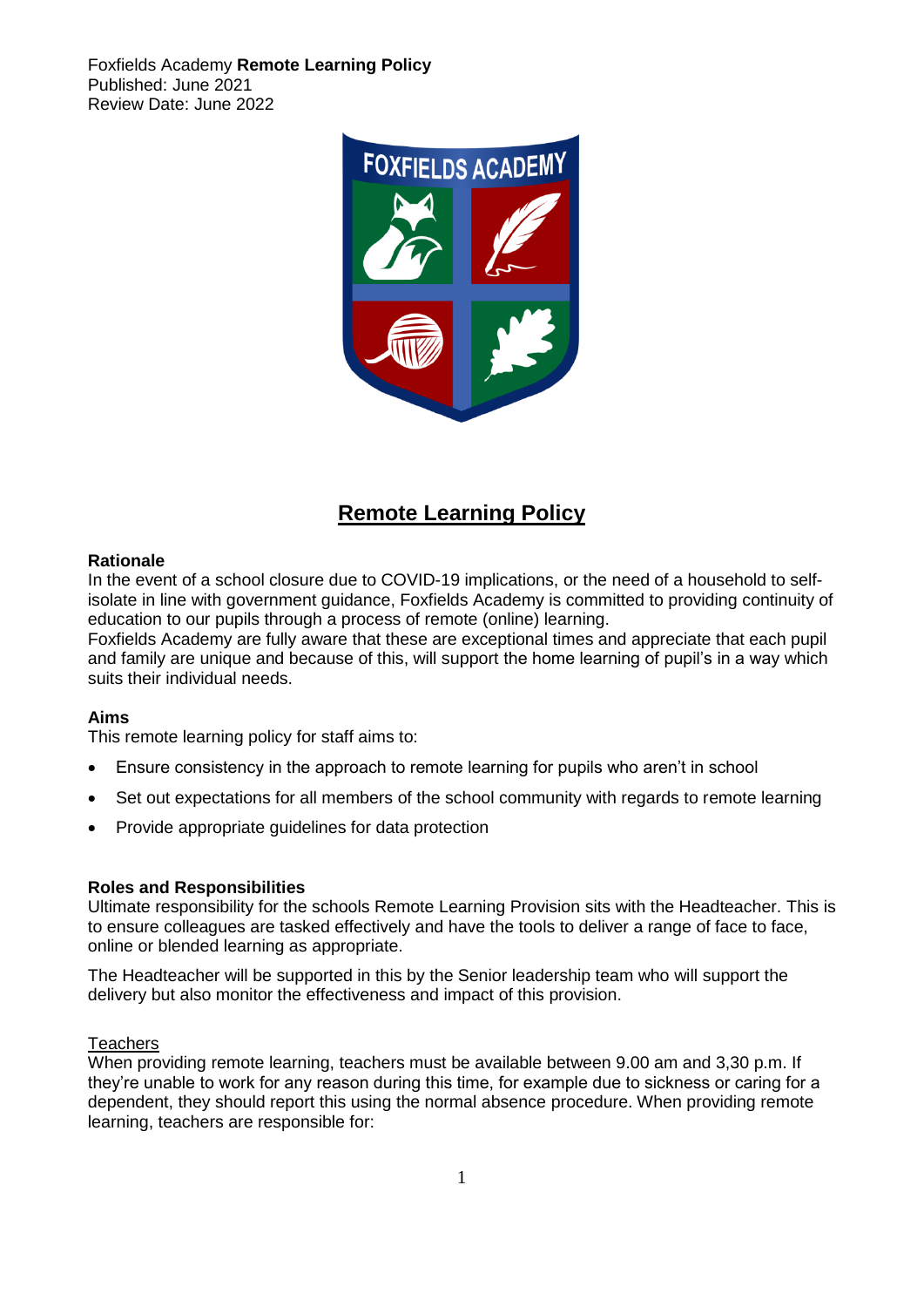Foxfields Academy **Remote Learning Policy**
Published: June 2021
Review Date: June 2022

# Remote Learning Policy

**Rationale**

In the event of a school closure due to COVID-19 implications, or the need of a household to self-isolate in line with government guidance, Foxfields Academy is committed to providing continuity of education to our pupils through a process of remote (online) learning.

Foxfields Academy are fully aware that these are exceptional times and appreciate that each pupil and family are unique and because of this, will support the home learning of pupil's in a way which suits their individual needs.

**Aims**

This remote learning policy for staff aims to:

- Ensure consistency in the approach to remote learning for pupils who aren't in school
- Set out expectations for all members of the school community with regards to remote learning
- Provide appropriate guidelines for data protection

**Roles and Responsibilities**

Ultimate responsibility for the schools Remote Learning Provision sits with the Headteacher. This is to ensure colleagues are tasked effectively and have the tools to deliver a range of face to face, online or blended learning as appropriate.

The Headteacher will be supported in this by the Senior leadership team who will support the delivery but also monitor the effectiveness and impact of this provision.

Teachers

When providing remote learning, teachers must be available between 9.00 am and 3,30 p.m. If they're unable to work for any reason during this time, for example due to sickness or caring for a dependent, they should report this using the normal absence procedure. When providing remote learning, teachers are responsible for: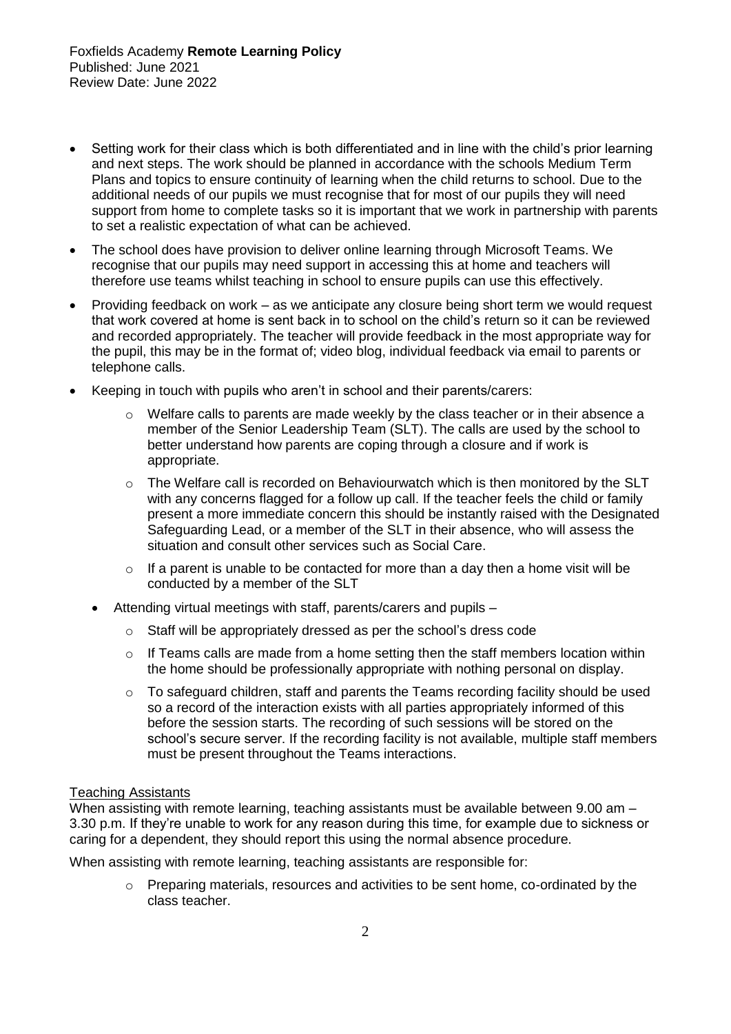- Setting work for their class which is both differentiated and in line with the child's prior learning and next steps. The work should be planned in accordance with the schools Medium Term Plans and topics to ensure continuity of learning when the child returns to school. Due to the additional needs of our pupils we must recognise that for most of our pupils they will need support from home to complete tasks so it is important that we work in partnership with parents to set a realistic expectation of what can be achieved.
- The school does have provision to deliver online learning through Microsoft Teams. We recognise that our pupils may need support in accessing this at home and teachers will therefore use teams whilst teaching in school to ensure pupils can use this effectively.
- Providing feedback on work – as we anticipate any closure being short term we would request that work covered at home is sent back in to school on the child's return so it can be reviewed and recorded appropriately. The teacher will provide feedback in the most appropriate way for the pupil, this may be in the format of; video blog, individual feedback via email to parents or telephone calls.
- Keeping in touch with pupils who aren't in school and their parents/carers:
  - Welfare calls to parents are made weekly by the class teacher or in their absence a member of the Senior Leadership Team (SLT). The calls are used by the school to better understand how parents are coping through a closure and if work is appropriate.
  - The Welfare call is recorded on Behaviourwatch which is then monitored by the SLT with any concerns flagged for a follow up call. If the teacher feels the child or family present a more immediate concern this should be instantly raised with the Designated Safeguarding Lead, or a member of the SLT in their absence, who will assess the situation and consult other services such as Social Care.
  - If a parent is unable to be contacted for more than a day then a home visit will be conducted by a member of the SLT
- Attending virtual meetings with staff, parents/carers and pupils –
  - Staff will be appropriately dressed as per the school's dress code
  - If Teams calls are made from a home setting then the staff members location within the home should be professionally appropriate with nothing personal on display.
  - To safeguard children, staff and parents the Teams recording facility should be used so a record of the interaction exists with all parties appropriately informed of this before the session starts. The recording of such sessions will be stored on the school's secure server. If the recording facility is not available, multiple staff members must be present throughout the Teams interactions.

Teaching Assistants

When assisting with remote learning, teaching assistants must be available between 9.00 am – 3.30 p.m. If they're unable to work for any reason during this time, for example due to sickness or caring for a dependent, they should report this using the normal absence procedure.

When assisting with remote learning, teaching assistants are responsible for:

- Preparing materials, resources and activities to be sent home, co-ordinated by the class teacher.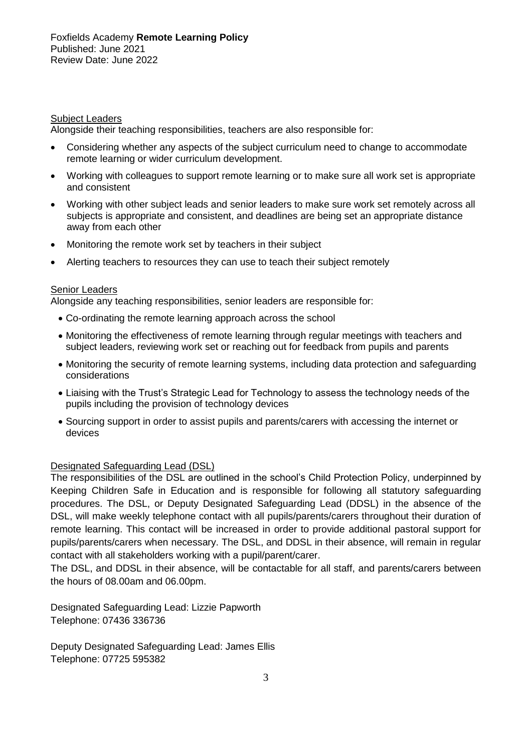#### Subject Leaders

Alongside their teaching responsibilities, teachers are also responsible for:

- Considering whether any aspects of the subject curriculum need to change to accommodate remote learning or wider curriculum development.
- Working with colleagues to support remote learning or to make sure all work set is appropriate and consistent
- Working with other subject leads and senior leaders to make sure work set remotely across all subjects is appropriate and consistent, and deadlines are being set an appropriate distance away from each other
- Monitoring the remote work set by teachers in their subject
- Alerting teachers to resources they can use to teach their subject remotely

#### Senior Leaders

Alongside any teaching responsibilities, senior leaders are responsible for:

- Co-ordinating the remote learning approach across the school
- Monitoring the effectiveness of remote learning through regular meetings with teachers and subject leaders, reviewing work set or reaching out for feedback from pupils and parents
- Monitoring the security of remote learning systems, including data protection and safeguarding considerations
- Liaising with the Trust's Strategic Lead for Technology to assess the technology needs of the pupils including the provision of technology devices
- Sourcing support in order to assist pupils and parents/carers with accessing the internet or devices

#### Designated Safeguarding Lead (DSL)

The responsibilities of the DSL are outlined in the school's Child Protection Policy, underpinned by Keeping Children Safe in Education and is responsible for following all statutory safeguarding procedures. The DSL, or Deputy Designated Safeguarding Lead (DDSL) in the absence of the DSL, will make weekly telephone contact with all pupils/parents/carers throughout their duration of remote learning. This contact will be increased in order to provide additional pastoral support for pupils/parents/carers when necessary. The DSL, and DDSL in their absence, will remain in regular contact with all stakeholders working with a pupil/parent/carer.

The DSL, and DDSL in their absence, will be contactable for all staff, and parents/carers between the hours of 08.00am and 06.00pm.

Designated Safeguarding Lead: Lizzie Papworth
Telephone: 07436 336736

Deputy Designated Safeguarding Lead: James Ellis
Telephone: 07725 595382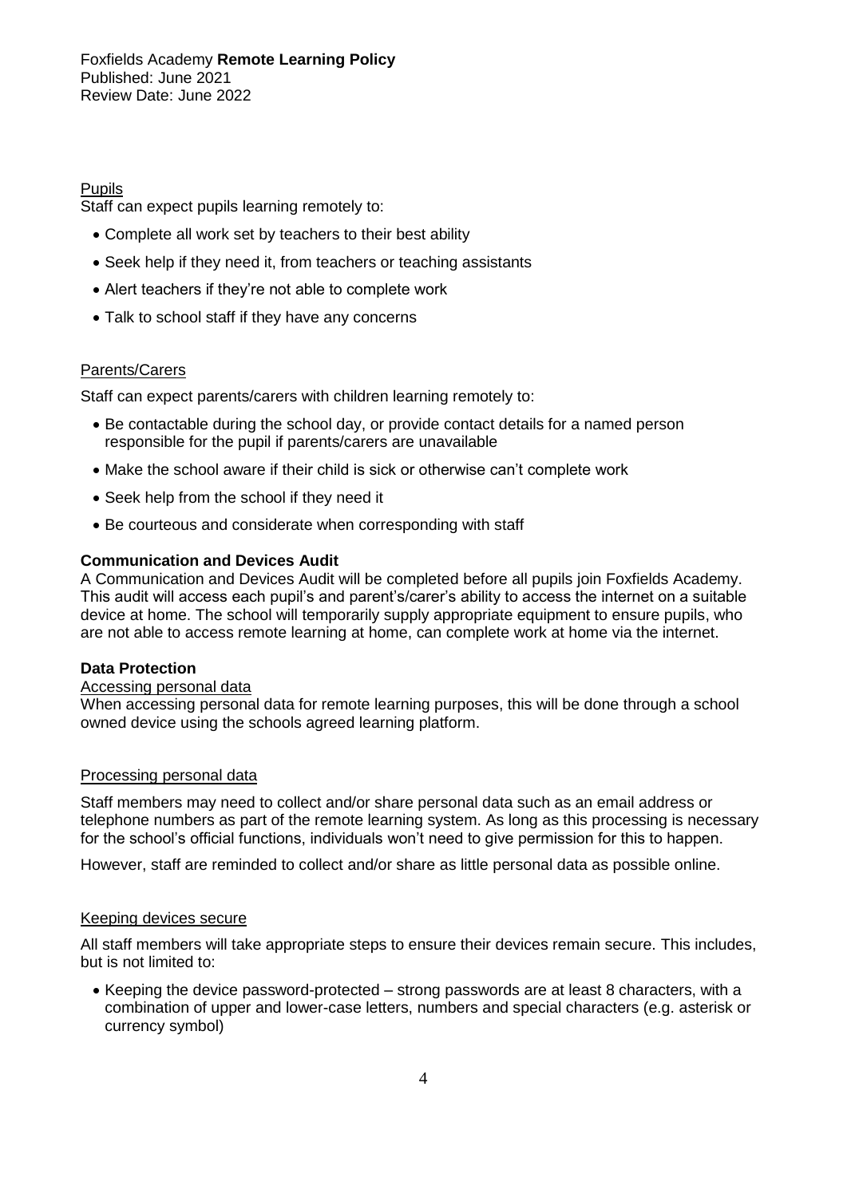Pupils

Staff can expect pupils learning remotely to:

- Complete all work set by teachers to their best ability
- Seek help if they need it, from teachers or teaching assistants
- Alert teachers if they're not able to complete work
- Talk to school staff if they have any concerns

Parents/Carers

Staff can expect parents/carers with children learning remotely to:

- Be contactable during the school day, or provide contact details for a named person responsible for the pupil if parents/carers are unavailable
- Make the school aware if their child is sick or otherwise can't complete work
- Seek help from the school if they need it
- Be courteous and considerate when corresponding with staff

**Communication and Devices Audit**

A Communication and Devices Audit will be completed before all pupils join Foxfields Academy. This audit will access each pupil's and parent's/carer's ability to access the internet on a suitable device at home. The school will temporarily supply appropriate equipment to ensure pupils, who are not able to access remote learning at home, can complete work at home via the internet.

**Data Protection**

Accessing personal data

When accessing personal data for remote learning purposes, this will be done through a school owned device using the schools agreed learning platform.

Processing personal data

Staff members may need to collect and/or share personal data such as an email address or telephone numbers as part of the remote learning system. As long as this processing is necessary for the school's official functions, individuals won't need to give permission for this to happen.

However, staff are reminded to collect and/or share as little personal data as possible online.

Keeping devices secure

All staff members will take appropriate steps to ensure their devices remain secure. This includes, but is not limited to:

- Keeping the device password-protected – strong passwords are at least 8 characters, with a combination of upper and lower-case letters, numbers and special characters (e.g. asterisk or currency symbol)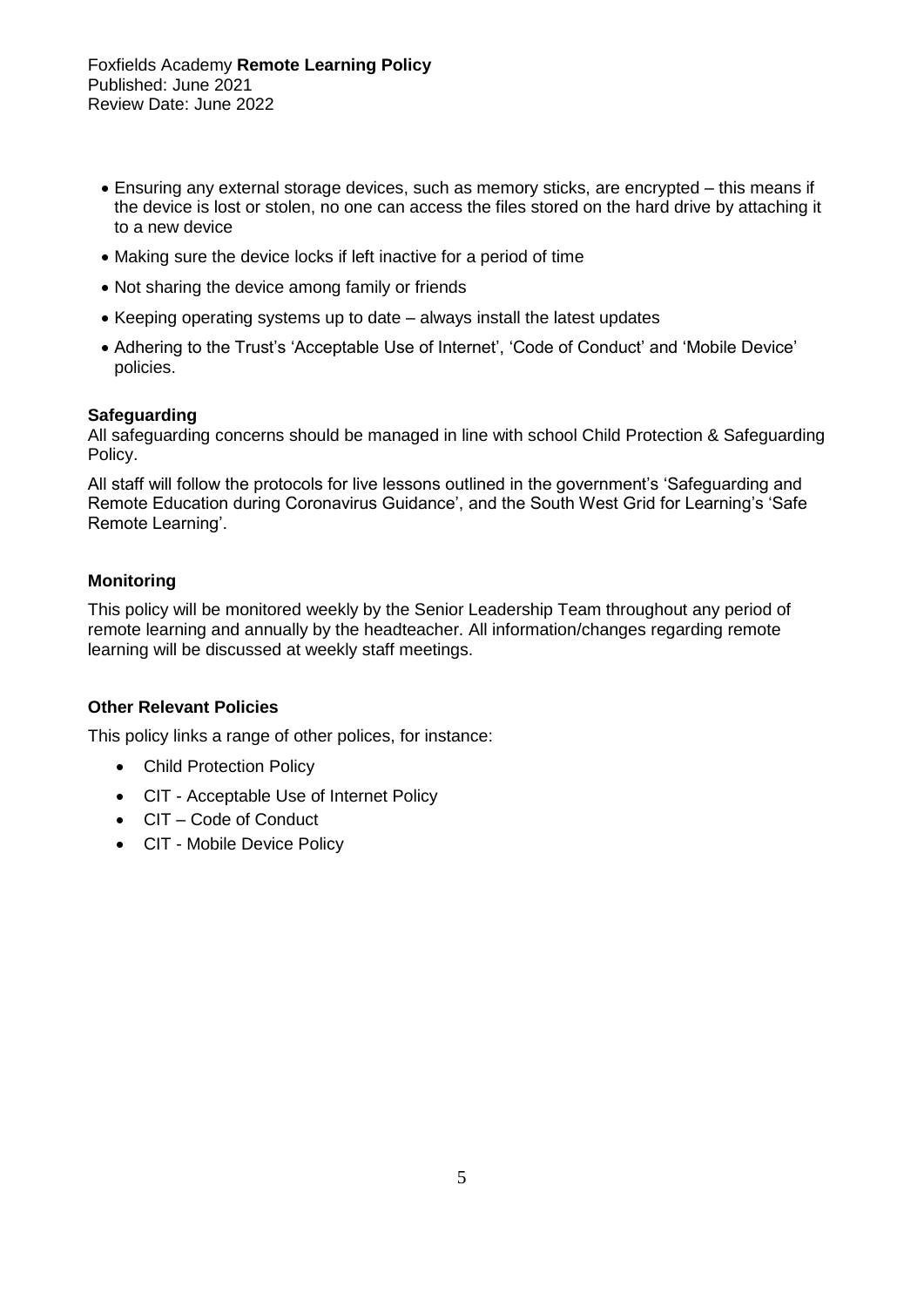- Ensuring any external storage devices, such as memory sticks, are encrypted – this means if the device is lost or stolen, no one can access the files stored on the hard drive by attaching it to a new device
- Making sure the device locks if left inactive for a period of time
- Not sharing the device among family or friends
- Keeping operating systems up to date – always install the latest updates
- Adhering to the Trust's 'Acceptable Use of Internet', 'Code of Conduct' and 'Mobile Device' policies.

**Safeguarding**

All safeguarding concerns should be managed in line with school Child Protection & Safeguarding Policy.

All staff will follow the protocols for live lessons outlined in the government's 'Safeguarding and Remote Education during Coronavirus Guidance', and the South West Grid for Learning's 'Safe Remote Learning'.

**Monitoring**

This policy will be monitored weekly by the Senior Leadership Team throughout any period of remote learning and annually by the headteacher. All information/changes regarding remote learning will be discussed at weekly staff meetings.

**Other Relevant Policies**

This policy links a range of other polices, for instance:

- Child Protection Policy
- CIT - Acceptable Use of Internet Policy
- CIT – Code of Conduct
- CIT - Mobile Device Policy